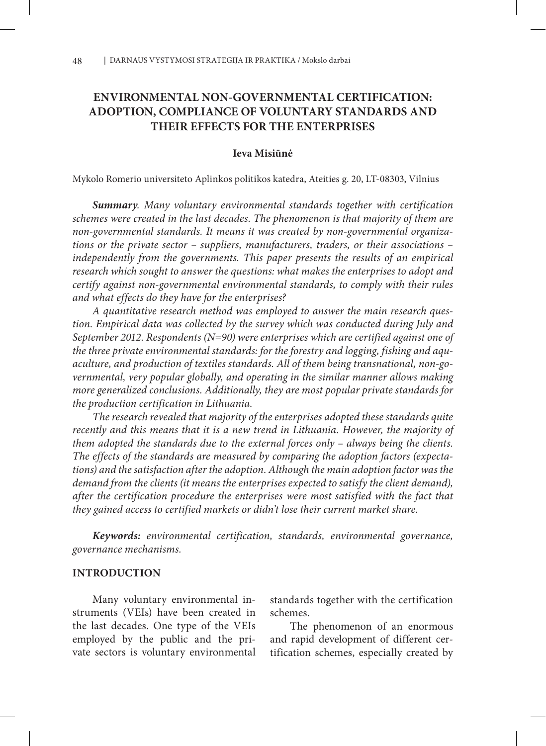# ENVIRONMENTAL NON-GOVERNMENTAL CERTIFICATION: ADOPTION, COMPLIANCE OF VOLUNTARY STANDARDS AND THEIR EFFECTS FOR THE ENTERPRISES

**Ieva Misiūnė**

Mykolo Romerio universiteto Aplinkos politikos katedra, Ateities g. 20, LT-08303, Vilnius

***Summary**. Many voluntary environmental standards together with certification schemes were created in the last decades. The phenomenon is that majority of them are non-governmental standards. It means it was created by non-governmental organizations or the private sector – suppliers, manufacturers, traders, or their associations – independently from the governments. This paper presents the results of an empirical research which sought to answer the questions: what makes the enterprises to adopt and certify against non-governmental environmental standards, to comply with their rules and what effects do they have for the enterprises?*

*A quantitative research method was employed to answer the main research question. Empirical data was collected by the survey which was conducted during July and September 2012. Respondents (N=90) were enterprises which are certified against one of the three private environmental standards: for the forestry and logging, fishing and aquaculture, and production of textiles standards. All of them being transnational, non-governmental, very popular globally, and operating in the similar manner allows making more generalized conclusions. Additionally, they are most popular private standards for the production certification in Lithuania.*

*The research revealed that majority of the enterprises adopted these standards quite recently and this means that it is a new trend in Lithuania. However, the majority of them adopted the standards due to the external forces only – always being the clients. The effects of the standards are measured by comparing the adoption factors (expectations) and the satisfaction after the adoption. Although the main adoption factor was the demand from the clients (it means the enterprises expected to satisfy the client demand), after the certification procedure the enterprises were most satisfied with the fact that they gained access to certified markets or didn't lose their current market share.*

***Keywords:** environmental certification, standards, environmental governance, governance mechanisms.*

## INTRODUCTION

Many voluntary environmental instruments (VEIs) have been created in the last decades. One type of the VEIs employed by the public and the private sectors is voluntary environmental standards together with the certification schemes.

The phenomenon of an enormous and rapid development of different certification schemes, especially created by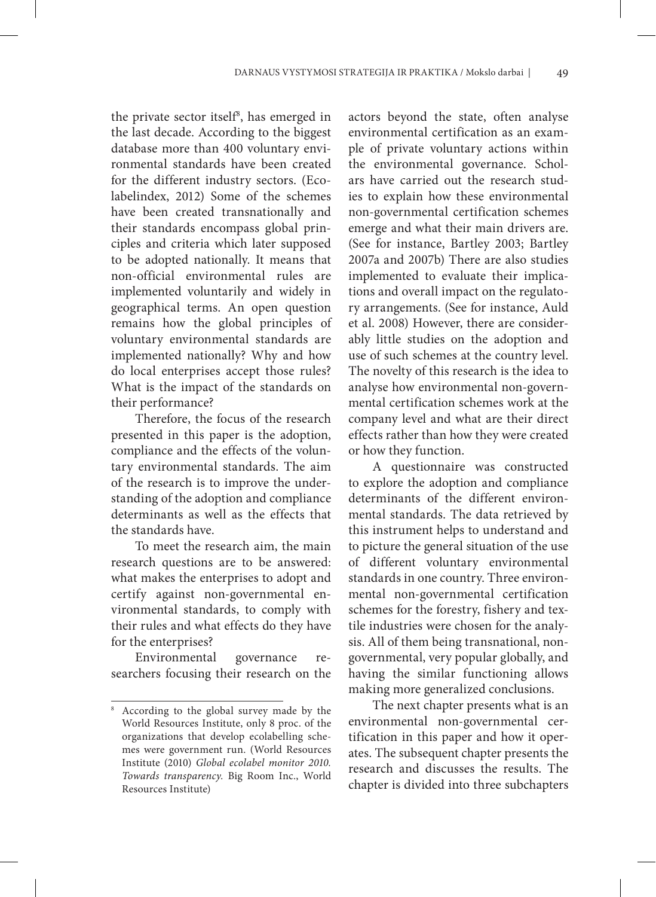the private sector itself[8], has emerged in the last decade. According to the biggest database more than 400 voluntary environmental standards have been created for the different industry sectors. (Ecolabelindex, 2012) Some of the schemes have been created transnationally and their standards encompass global principles and criteria which later supposed to be adopted nationally. It means that non-official environmental rules are implemented voluntarily and widely in geographical terms. An open question remains how the global principles of voluntary environmental standards are implemented nationally? Why and how do local enterprises accept those rules? What is the impact of the standards on their performance?

Therefore, the focus of the research presented in this paper is the adoption, compliance and the effects of the voluntary environmental standards. The aim of the research is to improve the understanding of the adoption and compliance determinants as well as the effects that the standards have.

To meet the research aim, the main research questions are to be answered: what makes the enterprises to adopt and certify against non-governmental environmental standards, to comply with their rules and what effects do they have for the enterprises?

Environmental governance researchers focusing their research on the actors beyond the state, often analyse environmental certification as an example of private voluntary actions within the environmental governance. Scholars have carried out the research studies to explain how these environmental non-governmental certification schemes emerge and what their main drivers are. (See for instance, Bartley 2003; Bartley 2007a and 2007b) There are also studies implemented to evaluate their implications and overall impact on the regulatory arrangements. (See for instance, Auld et al. 2008) However, there are considerably little studies on the adoption and use of such schemes at the country level. The novelty of this research is the idea to analyse how environmental non-governmental certification schemes work at the company level and what are their direct effects rather than how they were created or how they function.

A questionnaire was constructed to explore the adoption and compliance determinants of the different environmental standards. The data retrieved by this instrument helps to understand and to picture the general situation of the use of different voluntary environmental standards in one country. Three environmental non-governmental certification schemes for the forestry, fishery and textile industries were chosen for the analysis. All of them being transnational, non-governmental, very popular globally, and having the similar functioning allows making more generalized conclusions.

The next chapter presents what is an environmental non-governmental certification in this paper and how it operates. The subsequent chapter presents the research and discusses the results. The chapter is divided into three subchapters

---

[8] According to the global survey made by the World Resources Institute, only 8 proc. of the organizations that develop ecolabelling schemes were government run. (World Resources Institute (2010) *Global ecolabel monitor 2010. Towards transparency.* Big Room Inc., World Resources Institute)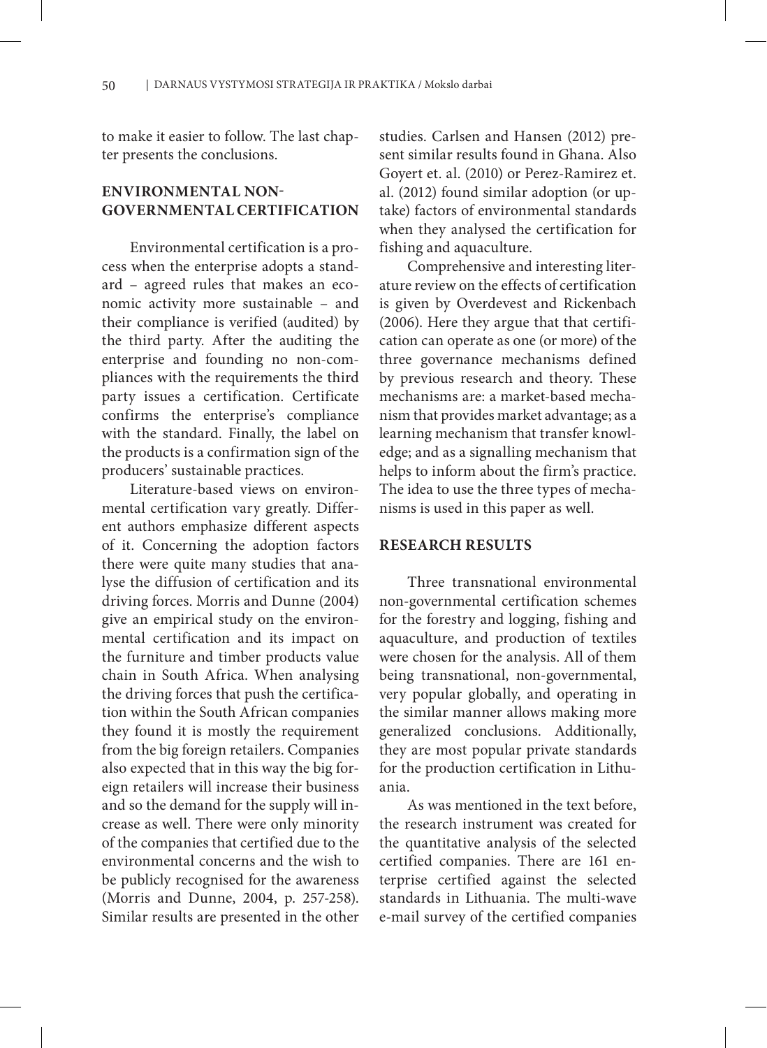to make it easier to follow. The last chapter presents the conclusions.

## ENVIRONMENTAL NON-GOVERNMENTAL CERTIFICATION

Environmental certification is a process when the enterprise adopts a standard – agreed rules that makes an economic activity more sustainable – and their compliance is verified (audited) by the third party. After the auditing the enterprise and founding no non-compliances with the requirements the third party issues a certification. Certificate confirms the enterprise's compliance with the standard. Finally, the label on the products is a confirmation sign of the producers' sustainable practices.

Literature-based views on environmental certification vary greatly. Different authors emphasize different aspects of it. Concerning the adoption factors there were quite many studies that analyse the diffusion of certification and its driving forces. Morris and Dunne (2004) give an empirical study on the environmental certification and its impact on the furniture and timber products value chain in South Africa. When analysing the driving forces that push the certification within the South African companies they found it is mostly the requirement from the big foreign retailers. Companies also expected that in this way the big foreign retailers will increase their business and so the demand for the supply will increase as well. There were only minority of the companies that certified due to the environmental concerns and the wish to be publicly recognised for the awareness (Morris and Dunne, 2004, p. 257-258). Similar results are presented in the other studies. Carlsen and Hansen (2012) present similar results found in Ghana. Also Goyert et. al. (2010) or Perez-Ramirez et. al. (2012) found similar adoption (or uptake) factors of environmental standards when they analysed the certification for fishing and aquaculture.

Comprehensive and interesting literature review on the effects of certification is given by Overdevest and Rickenbach (2006). Here they argue that that certification can operate as one (or more) of the three governance mechanisms defined by previous research and theory. These mechanisms are: a market-based mechanism that provides market advantage; as a learning mechanism that transfer knowledge; and as a signalling mechanism that helps to inform about the firm's practice. The idea to use the three types of mechanisms is used in this paper as well.

## RESEARCH RESULTS

Three transnational environmental non-governmental certification schemes for the forestry and logging, fishing and aquaculture, and production of textiles were chosen for the analysis. All of them being transnational, non-governmental, very popular globally, and operating in the similar manner allows making more generalized conclusions. Additionally, they are most popular private standards for the production certification in Lithuania.

As was mentioned in the text before, the research instrument was created for the quantitative analysis of the selected certified companies. There are 161 enterprise certified against the selected standards in Lithuania. The multi-wave e-mail survey of the certified companies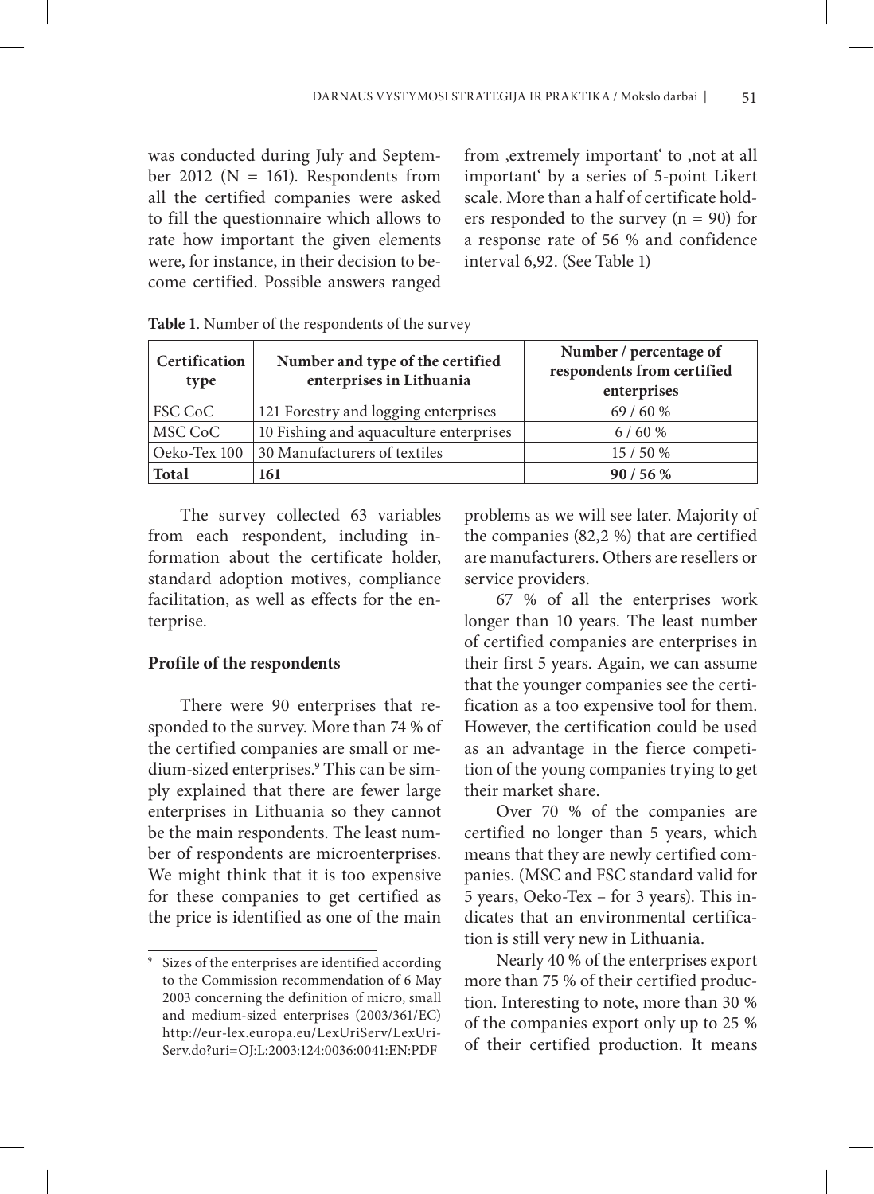was conducted during July and September 2012 (N = 161). Respondents from all the certified companies were asked to fill the questionnaire which allows to rate how important the given elements were, for instance, in their decision to become certified. Possible answers ranged from ‚extremely important' to ‚not at all important' by a series of 5-point Likert scale. More than a half of certificate holders responded to the survey (n = 90) for a response rate of 56 % and confidence interval 6,92. (See Table 1)

**Table 1**. Number of the respondents of the survey

| Certification type | Number and type of the certified enterprises in Lithuania | Number / percentage of respondents from certified enterprises |
|---|---|---|
| FSC CoC | 121 Forestry and logging enterprises | 69 / 60 % |
| MSC CoC | 10 Fishing and aquaculture enterprises | 6 / 60 % |
| Oeko-Tex 100 | 30 Manufacturers of textiles | 15 / 50 % |
| **Total** | **161** | **90 / 56 %** |

The survey collected 63 variables from each respondent, including information about the certificate holder, standard adoption motives, compliance facilitation, as well as effects for the enterprise.

**Profile of the respondents**

There were 90 enterprises that responded to the survey. More than 74 % of the certified companies are small or medium-sized enterprises.[9] This can be simply explained that there are fewer large enterprises in Lithuania so they cannot be the main respondents. The least number of respondents are microenterprises. We might think that it is too expensive for these companies to get certified as the price is identified as one of the main problems as we will see later. Majority of the companies (82,2 %) that are certified are manufacturers. Others are resellers or service providers.

67 % of all the enterprises work longer than 10 years. The least number of certified companies are enterprises in their first 5 years. Again, we can assume that the younger companies see the certification as a too expensive tool for them. However, the certification could be used as an advantage in the fierce competition of the young companies trying to get their market share.

Over 70 % of the companies are certified no longer than 5 years, which means that they are newly certified companies. (MSC and FSC standard valid for 5 years, Oeko-Tex – for 3 years). This indicates that an environmental certification is still very new in Lithuania.

Nearly 40 % of the enterprises export more than 75 % of their certified production. Interesting to note, more than 30 % of the companies export only up to 25 % of their certified production. It means

[9] Sizes of the enterprises are identified according to the Commission recommendation of 6 May 2003 concerning the definition of micro, small and medium-sized enterprises (2003/361/EC) http://eur-lex.europa.eu/LexUriServ/LexUriServ.do?uri=OJ:L:2003:124:0036:0041:EN:PDF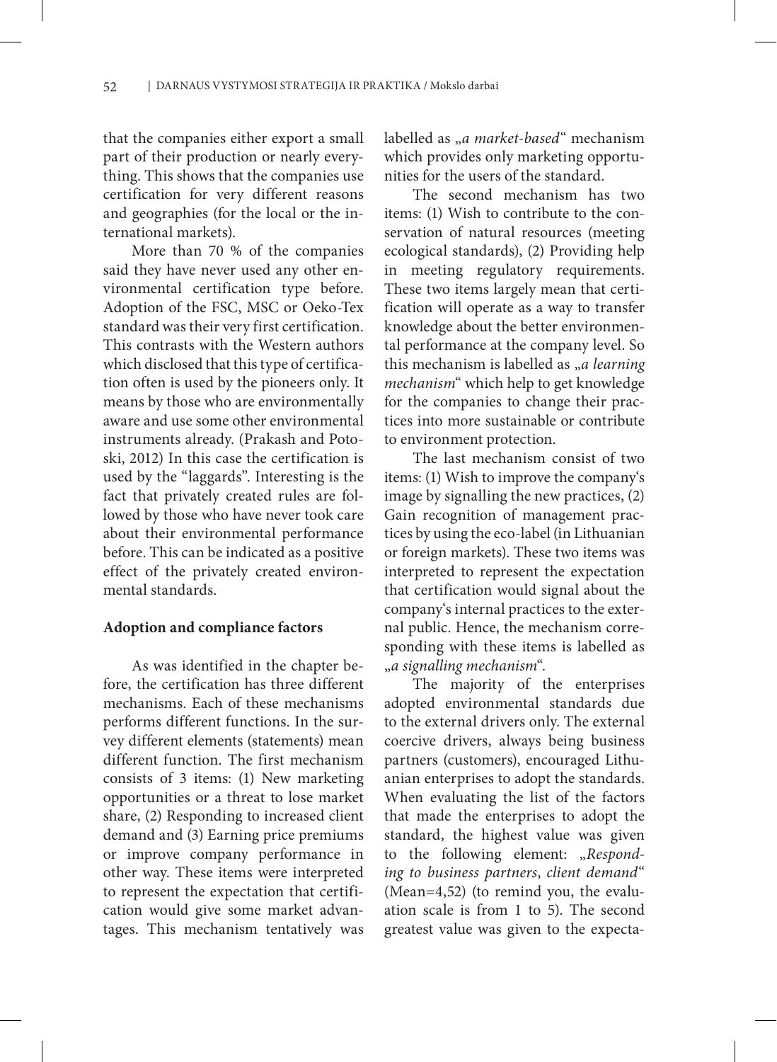that the companies either export a small part of their production or nearly everything. This shows that the companies use certification for very different reasons and geographies (for the local or the international markets).

More than 70 % of the companies said they have never used any other environmental certification type before. Adoption of the FSC, MSC or Oeko-Tex standard was their very first certification. This contrasts with the Western authors which disclosed that this type of certification often is used by the pioneers only. It means by those who are environmentally aware and use some other environmental instruments already. (Prakash and Potoski, 2012) In this case the certification is used by the "laggards". Interesting is the fact that privately created rules are followed by those who have never took care about their environmental performance before. This can be indicated as a positive effect of the privately created environmental standards.

## Adoption and compliance factors

As was identified in the chapter before, the certification has three different mechanisms. Each of these mechanisms performs different functions. In the survey different elements (statements) mean different function. The first mechanism consists of 3 items: (1) New marketing opportunities or a threat to lose market share, (2) Responding to increased client demand and (3) Earning price premiums or improve company performance in other way. These items were interpreted to represent the expectation that certification would give some market advantages. This mechanism tentatively was labelled as „*a market-based*" mechanism which provides only marketing opportunities for the users of the standard.

The second mechanism has two items: (1) Wish to contribute to the conservation of natural resources (meeting ecological standards), (2) Providing help in meeting regulatory requirements. These two items largely mean that certification will operate as a way to transfer knowledge about the better environmental performance at the company level. So this mechanism is labelled as „*a learning mechanism*" which help to get knowledge for the companies to change their practices into more sustainable or contribute to environment protection.

The last mechanism consist of two items: (1) Wish to improve the company's image by signalling the new practices, (2) Gain recognition of management practices by using the eco-label (in Lithuanian or foreign markets). These two items was interpreted to represent the expectation that certification would signal about the company's internal practices to the external public. Hence, the mechanism corresponding with these items is labelled as „*a signalling mechanism*".

The majority of the enterprises adopted environmental standards due to the external drivers only. The external coercive drivers, always being business partners (customers), encouraged Lithuanian enterprises to adopt the standards. When evaluating the list of the factors that made the enterprises to adopt the standard, the highest value was given to the following element: „*Responding to business partners, client demand*" (Mean=4,52) (to remind you, the evaluation scale is from 1 to 5). The second greatest value was given to the expecta-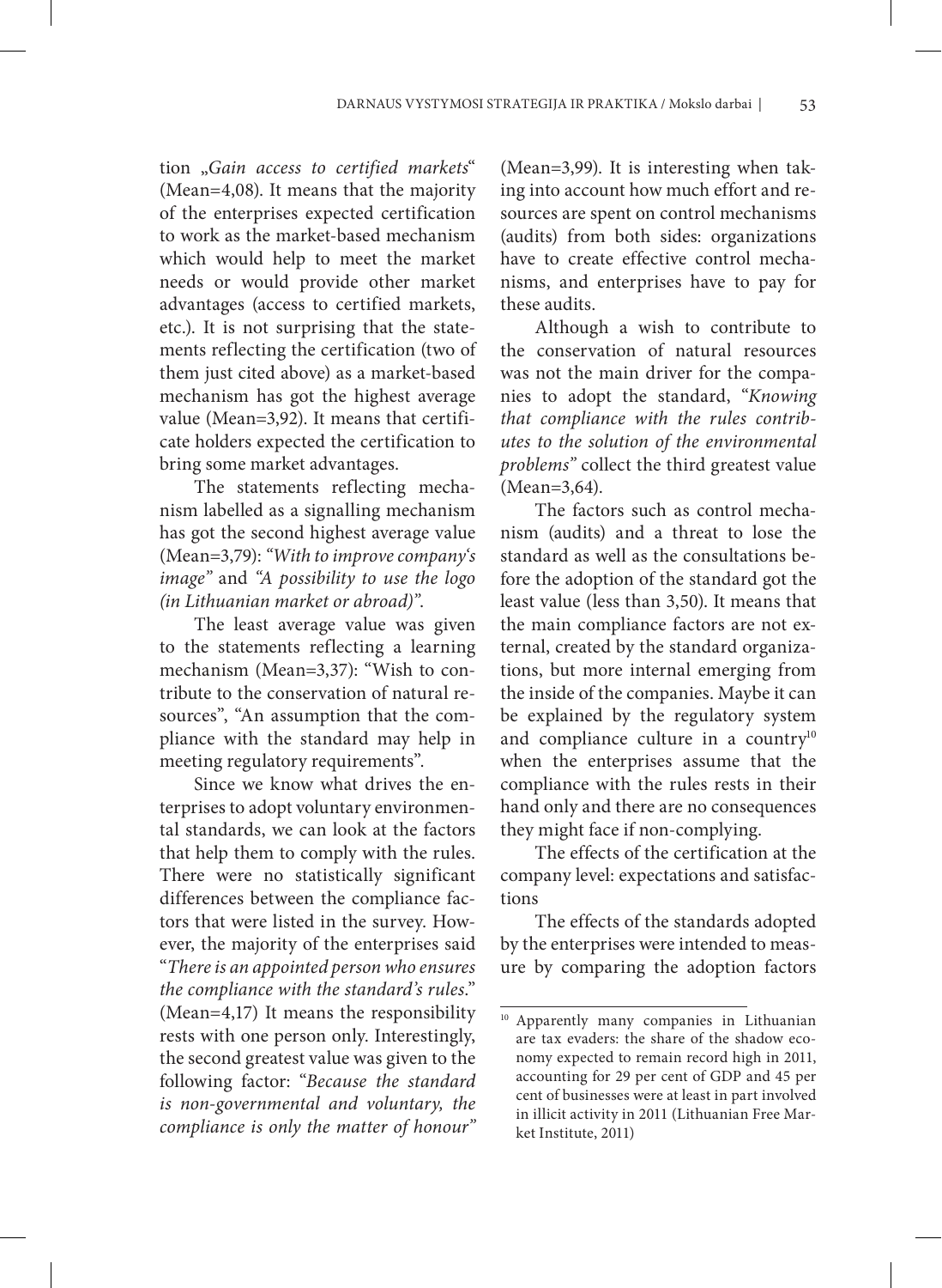tion „*Gain access to certified markets*" (Mean=4,08). It means that the majority of the enterprises expected certification to work as the market-based mechanism which would help to meet the market needs or would provide other market advantages (access to certified markets, etc.). It is not surprising that the statements reflecting the certification (two of them just cited above) as a market-based mechanism has got the highest average value (Mean=3,92). It means that certificate holders expected the certification to bring some market advantages.

The statements reflecting mechanism labelled as a signalling mechanism has got the second highest average value (Mean=3,79): *"With to improve company's image"* and *"A possibility to use the logo (in Lithuanian market or abroad)"*.

The least average value was given to the statements reflecting a learning mechanism (Mean=3,37): "Wish to contribute to the conservation of natural resources", "An assumption that the compliance with the standard may help in meeting regulatory requirements".

Since we know what drives the enterprises to adopt voluntary environmental standards, we can look at the factors that help them to comply with the rules. There were no statistically significant differences between the compliance factors that were listed in the survey. However, the majority of the enterprises said "*There is an appointed person who ensures the compliance with the standard's rules*." (Mean=4,17) It means the responsibility rests with one person only. Interestingly, the second greatest value was given to the following factor: "*Because the standard is non-governmental and voluntary, the compliance is only the matter of honour*" (Mean=3,99). It is interesting when taking into account how much effort and resources are spent on control mechanisms (audits) from both sides: organizations have to create effective control mechanisms, and enterprises have to pay for these audits.

Although a wish to contribute to the conservation of natural resources was not the main driver for the companies to adopt the standard, "*Knowing that compliance with the rules contributes to the solution of the environmental problems*" collect the third greatest value (Mean=3,64).

The factors such as control mechanism (audits) and a threat to lose the standard as well as the consultations before the adoption of the standard got the least value (less than 3,50). It means that the main compliance factors are not external, created by the standard organizations, but more internal emerging from the inside of the companies. Maybe it can be explained by the regulatory system and compliance culture in a country[10] when the enterprises assume that the compliance with the rules rests in their hand only and there are no consequences they might face if non-complying.

The effects of the certification at the company level: expectations and satisfactions

The effects of the standards adopted by the enterprises were intended to measure by comparing the adoption factors

[10] Apparently many companies in Lithuanian are tax evaders: the share of the shadow economy expected to remain record high in 2011, accounting for 29 per cent of GDP and 45 per cent of businesses were at least in part involved in illicit activity in 2011 (Lithuanian Free Market Institute, 2011)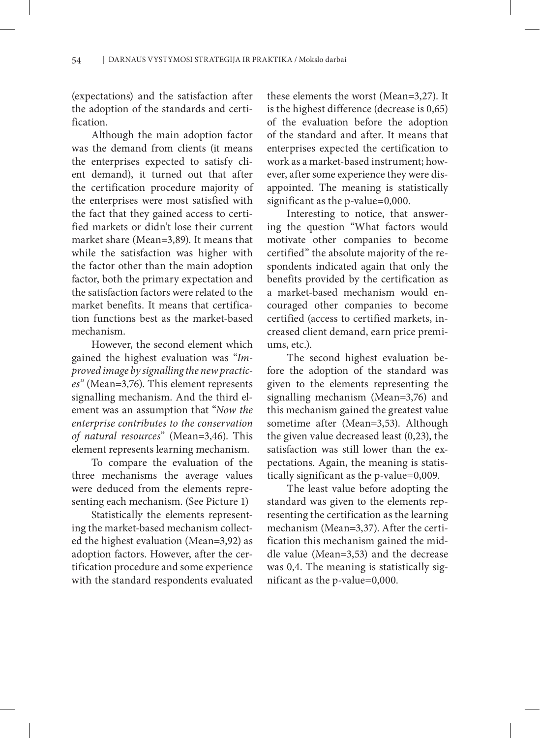(expectations) and the satisfaction after the adoption of the standards and certification.

Although the main adoption factor was the demand from clients (it means the enterprises expected to satisfy client demand), it turned out that after the certification procedure majority of the enterprises were most satisfied with the fact that they gained access to certified markets or didn't lose their current market share (Mean=3,89). It means that while the satisfaction was higher with the factor other than the main adoption factor, both the primary expectation and the satisfaction factors were related to the market benefits. It means that certification functions best as the market-based mechanism.

However, the second element which gained the highest evaluation was "*Improved image by signalling the new practices*" (Mean=3,76). This element represents signalling mechanism. And the third element was an assumption that "*Now the enterprise contributes to the conservation of natural resources*" (Mean=3,46). This element represents learning mechanism.

To compare the evaluation of the three mechanisms the average values were deduced from the elements representing each mechanism. (See Picture 1)

Statistically the elements representing the market-based mechanism collected the highest evaluation (Mean=3,92) as adoption factors. However, after the certification procedure and some experience with the standard respondents evaluated these elements the worst (Mean=3,27). It is the highest difference (decrease is 0,65) of the evaluation before the adoption of the standard and after. It means that enterprises expected the certification to work as a market-based instrument; however, after some experience they were disappointed. The meaning is statistically significant as the p-value=0,000.

Interesting to notice, that answering the question "What factors would motivate other companies to become certified" the absolute majority of the respondents indicated again that only the benefits provided by the certification as a market-based mechanism would encouraged other companies to become certified (access to certified markets, increased client demand, earn price premiums, etc.).

The second highest evaluation before the adoption of the standard was given to the elements representing the signalling mechanism (Mean=3,76) and this mechanism gained the greatest value sometime after (Mean=3,53). Although the given value decreased least (0,23), the satisfaction was still lower than the expectations. Again, the meaning is statistically significant as the p-value=0,009.

The least value before adopting the standard was given to the elements representing the certification as the learning mechanism (Mean=3,37). After the certification this mechanism gained the middle value (Mean=3,53) and the decrease was 0,4. The meaning is statistically significant as the p-value=0,000.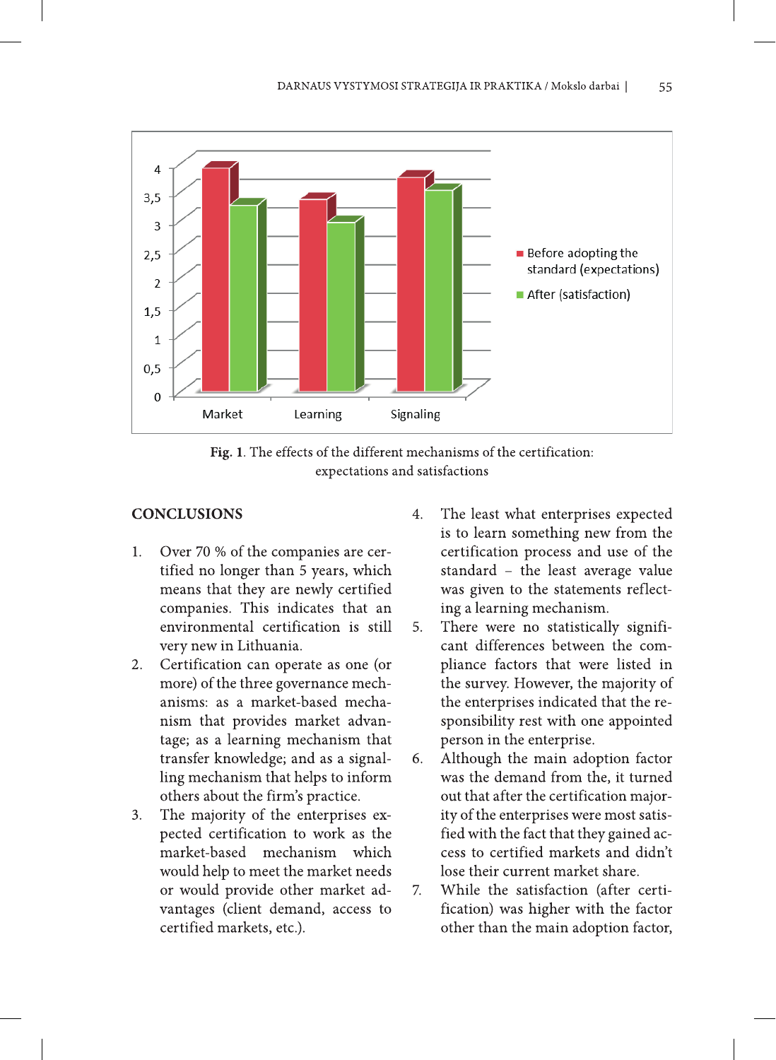**Fig. 1**. The effects of the different mechanisms of the certification: expectations and satisfactions

## CONCLUSIONS

1. Over 70 % of the companies are certified no longer than 5 years, which means that they are newly certified companies. This indicates that an environmental certification is still very new in Lithuania.
2. Certification can operate as one (or more) of the three governance mechanisms: as a market-based mechanism that provides market advantage; as a learning mechanism that transfer knowledge; and as a signalling mechanism that helps to inform others about the firm's practice.
3. The majority of the enterprises expected certification to work as the market-based mechanism which would help to meet the market needs or would provide other market advantages (client demand, access to certified markets, etc.).
4. The least what enterprises expected is to learn something new from the certification process and use of the standard – the least average value was given to the statements reflecting a learning mechanism.
5. There were no statistically significant differences between the compliance factors that were listed in the survey. However, the majority of the enterprises indicated that the responsibility rest with one appointed person in the enterprise.
6. Although the main adoption factor was the demand from the, it turned out that after the certification majority of the enterprises were most satisfied with the fact that they gained access to certified markets and didn't lose their current market share.
7. While the satisfaction (after certification) was higher with the factor other than the main adoption factor,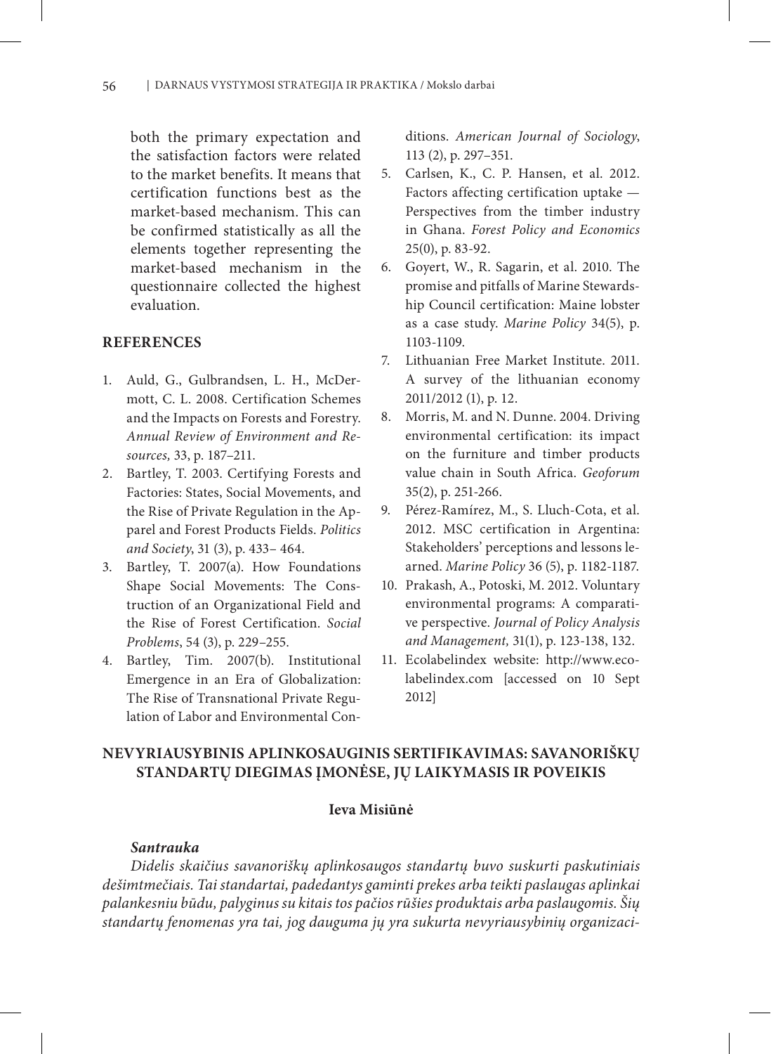both the primary expectation and the satisfaction factors were related to the market benefits. It means that certification functions best as the market-based mechanism. This can be confirmed statistically as all the elements together representing the market-based mechanism in the questionnaire collected the highest evaluation.

## REFERENCES

1. Auld, G., Gulbrandsen, L. H., McDermott, C. L. 2008. Certification Schemes and the Impacts on Forests and Forestry. *Annual Review of Environment and Resources,* 33, p. 187–211.
2. Bartley, T. 2003. Certifying Forests and Factories: States, Social Movements, and the Rise of Private Regulation in the Apparel and Forest Products Fields. *Politics and Society*, 31 (3), p. 433– 464.
3. Bartley, T. 2007(a). How Foundations Shape Social Movements: The Construction of an Organizational Field and the Rise of Forest Certification. *Social Problems*, 54 (3), p. 229–255.
4. Bartley, Tim. 2007(b). Institutional Emergence in an Era of Globalization: The Rise of Transnational Private Regulation of Labor and Environmental Conditions. *American Journal of Sociology*, 113 (2), p. 297–351.
5. Carlsen, K., C. P. Hansen, et al. 2012. Factors affecting certification uptake — Perspectives from the timber industry in Ghana. *Forest Policy and Economics* 25(0), p. 83-92.
6. Goyert, W., R. Sagarin, et al. 2010. The promise and pitfalls of Marine Stewardship Council certification: Maine lobster as a case study. *Marine Policy* 34(5), p. 1103-1109.
7. Lithuanian Free Market Institute. 2011. A survey of the lithuanian economy 2011/2012 (1), p. 12.
8. Morris, M. and N. Dunne. 2004. Driving environmental certification: its impact on the furniture and timber products value chain in South Africa. *Geoforum* 35(2), p. 251-266.
9. Pérez-Ramírez, M., S. Lluch-Cota, et al. 2012. MSC certification in Argentina: Stakeholders' perceptions and lessons learned. *Marine Policy* 36 (5), p. 1182-1187.
10. Prakash, A., Potoski, M. 2012. Voluntary environmental programs: A comparative perspective. *Journal of Policy Analysis and Management,* 31(1), p. 123-138, 132.
11. Ecolabelindex website: http://www.ecolabelindex.com [accessed on 10 Sept 2012]

## NEVYRIAUSYBINIS APLINKOSAUGINIS SERTIFIKAVIMAS: SAVANORIŠKŲ STANDARTŲ DIEGIMAS ĮMONĖSE, JŲ LAIKYMASIS IR POVEIKIS

**Ieva Misiūnė**

### *Santrauka*

*Didelis skaičius savanoriškų aplinkosaugos standartų buvo suskurti paskutiniais dešimtmečiais. Tai standartai, padedantys gaminti prekes arba teikti paslaugas aplinkai palankesniu būdu, palyginus su kitais tos pačios rūšies produktais arba paslaugomis. Šių standartų fenomenas yra tai, jog dauguma jų yra sukurta nevyriausybinių organizaci-*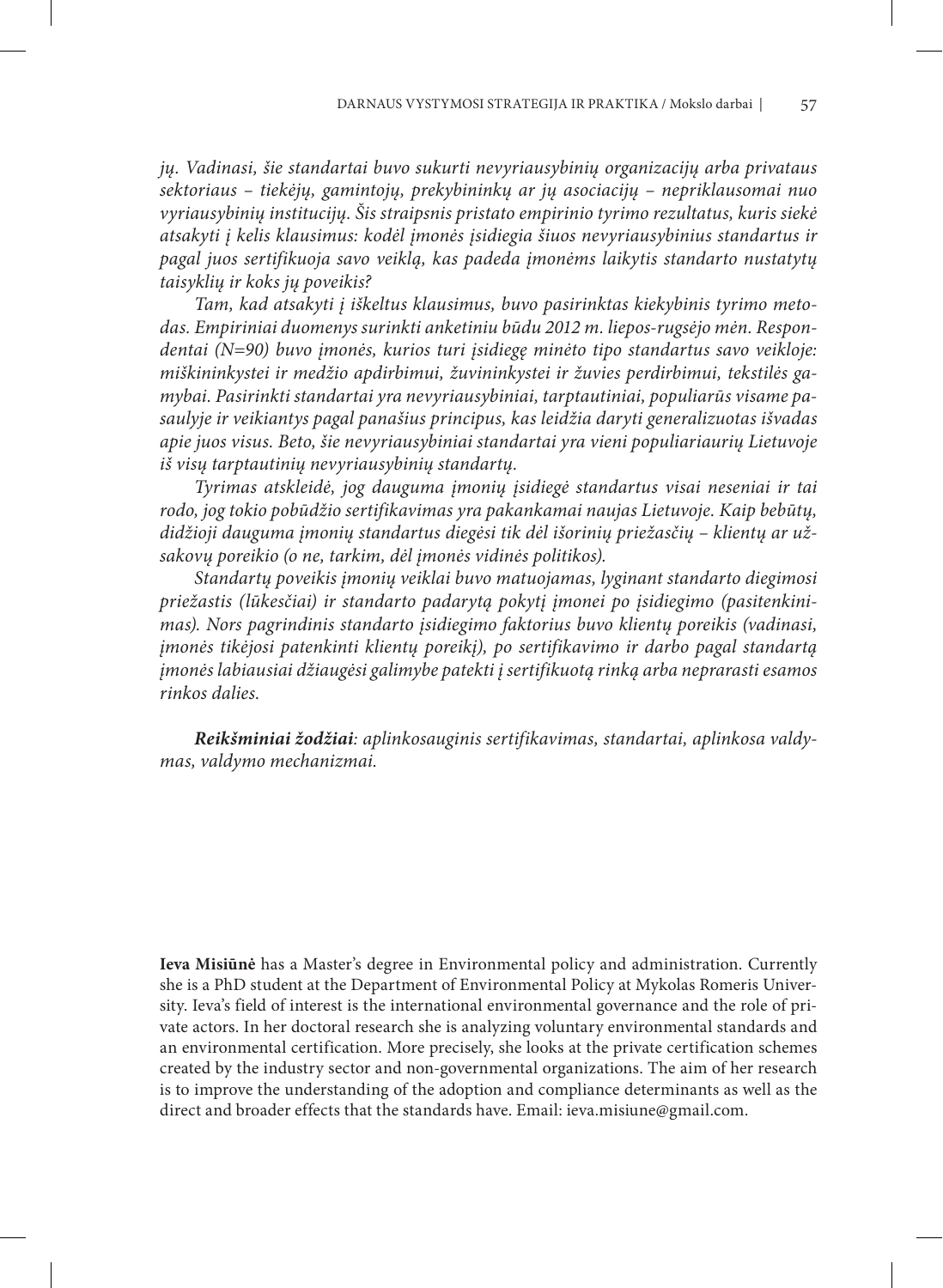*jų. Vadinasi, šie standartai buvo sukurti nevyriausybinių organizacijų arba privataus sektoriaus – tiekėjų, gamintojų, prekybininkų ar jų asociacijų – nepriklausomai nuo vyriausybinių institucijų. Šis straipsnis pristato empirinio tyrimo rezultatus, kuris siekė atsakyti į kelis klausimus: kodėl įmonės įsidiegia šiuos nevyriausybinius standartus ir pagal juos sertifikuoja savo veiklą, kas padeda įmonėms laikytis standarto nustatytų taisyklių ir koks jų poveikis?*

*Tam, kad atsakyti į iškeltus klausimus, buvo pasirinktas kiekybinis tyrimo metodas. Empiriniai duomenys surinkti anketiniu būdu 2012 m. liepos-rugsėjo mėn. Respondentai (N=90) buvo įmonės, kurios turi įsidiegę minėto tipo standartus savo veikloje: miškininkystei ir medžio apdirbimui, žuvininkystei ir žuvies perdirbimui, tekstilės gamybai. Pasirinkti standartai yra nevyriausybiniai, tarptautiniai, populiarūs visame pasaulyje ir veikiantys pagal panašius principus, kas leidžia daryti generalizuotas išvadas apie juos visus. Beto, šie nevyriausybiniai standartai yra vieni populiariaurių Lietuvoje iš visų tarptautinių nevyriausybinių standartų.*

*Tyrimas atskleidė, jog dauguma įmonių įsidiegė standartus visai neseniai ir tai rodo, jog tokio pobūdžio sertifikavimas yra pakankamai naujas Lietuvoje. Kaip bebūtų, didžioji dauguma įmonių standartus diegėsi tik dėl išorinių priežasčių – klientų ar užsakovų poreikio (o ne, tarkim, dėl įmonės vidinės politikos).*

*Standartų poveikis įmonių veiklai buvo matuojamas, lyginant standarto diegimosi priežastis (lūkesčiai) ir standarto padarytą pokytį įmonei po įsidiegimo (pasitenkinimas). Nors pagrindinis standarto įsidiegimo faktorius buvo klientų poreikis (vadinasi, įmonės tikėjosi patenkinti klientų poreikį), po sertifikavimo ir darbo pagal standartą įmonės labiausiai džiaugėsi galimybe patekti į sertifikuotą rinką arba neprarasti esamos rinkos dalies.*

***Reikšminiai žodžiai**: aplinkosauginis sertifikavimas, standartai, aplinkosa valdymas, valdymo mechanizmai.*

**Ieva Misiūnė** has a Master's degree in Environmental policy and administration. Currently she is a PhD student at the Department of Environmental Policy at Mykolas Romeris University. Ieva's field of interest is the international environmental governance and the role of private actors. In her doctoral research she is analyzing voluntary environmental standards and an environmental certification. More precisely, she looks at the private certification schemes created by the industry sector and non-governmental organizations. The aim of her research is to improve the understanding of the adoption and compliance determinants as well as the direct and broader effects that the standards have. Email: ieva.misiune@gmail.com.